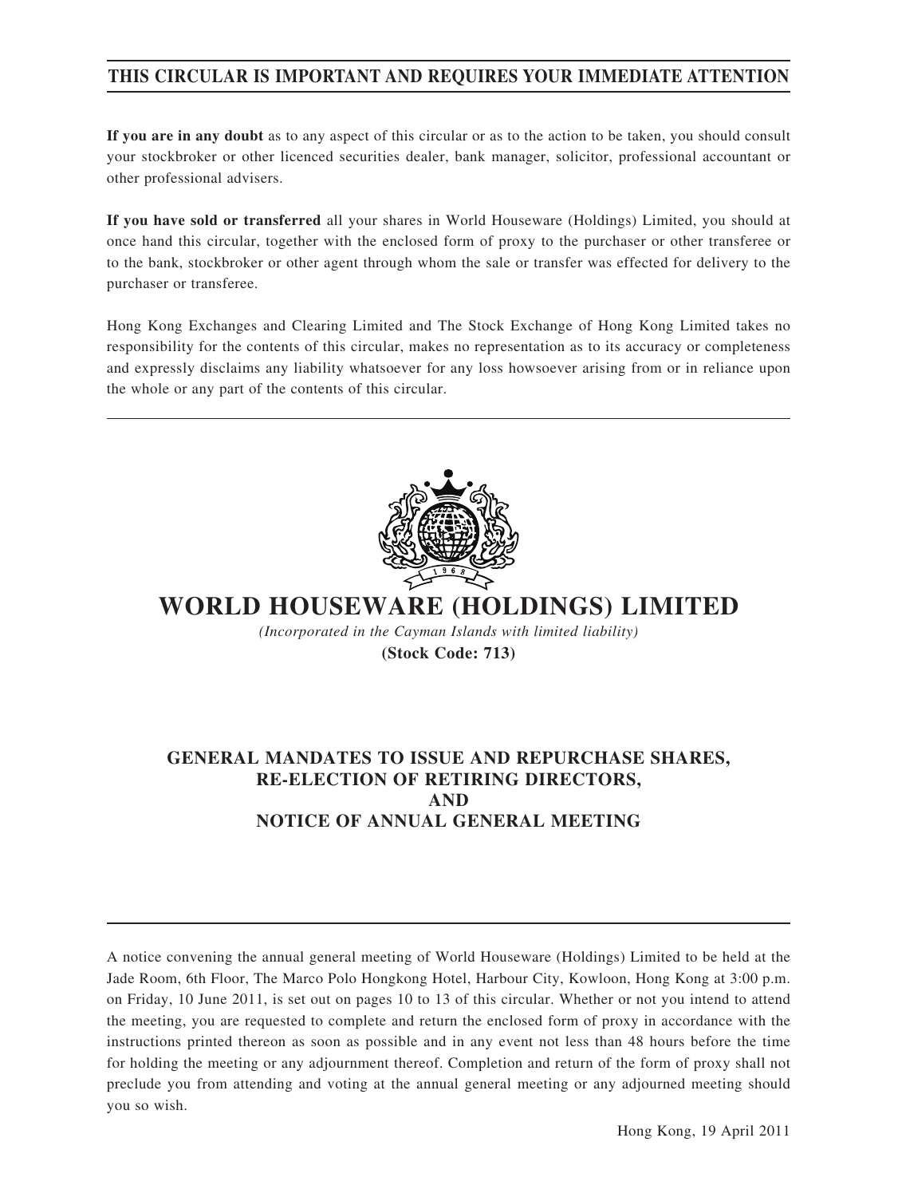**THIS CIRCULAR IS IMPORTANT AND REQUIRES YOUR IMMEDIATE ATTENTION**

**If you are in any doubt** as to any aspect of this circular or as to the action to be taken, you should consult your stockbroker or other licenced securities dealer, bank manager, solicitor, professional accountant or other professional advisers.

**If you have sold or transferred** all your shares in World Houseware (Holdings) Limited, you should at once hand this circular, together with the enclosed form of proxy to the purchaser or other transferee or to the bank, stockbroker or other agent through whom the sale or transfer was effected for delivery to the purchaser or transferee.

Hong Kong Exchanges and Clearing Limited and The Stock Exchange of Hong Kong Limited takes no responsibility for the contents of this circular, makes no representation as to its accuracy or completeness and expressly disclaims any liability whatsoever for any loss howsoever arising from or in reliance upon the whole or any part of the contents of this circular.

# WORLD HOUSEWARE (HOLDINGS) LIMITED

*(Incorporated in the Cayman Islands with limited liability)*

**(Stock Code: 713)**

## GENERAL MANDATES TO ISSUE AND REPURCHASE SHARES, RE-ELECTION OF RETIRING DIRECTORS, AND NOTICE OF ANNUAL GENERAL MEETING

A notice convening the annual general meeting of World Houseware (Holdings) Limited to be held at the Jade Room, 6th Floor, The Marco Polo Hongkong Hotel, Harbour City, Kowloon, Hong Kong at 3:00 p.m. on Friday, 10 June 2011, is set out on pages 10 to 13 of this circular. Whether or not you intend to attend the meeting, you are requested to complete and return the enclosed form of proxy in accordance with the instructions printed thereon as soon as possible and in any event not less than 48 hours before the time for holding the meeting or any adjournment thereof. Completion and return of the form of proxy shall not preclude you from attending and voting at the annual general meeting or any adjourned meeting should you so wish.

Hong Kong, 19 April 2011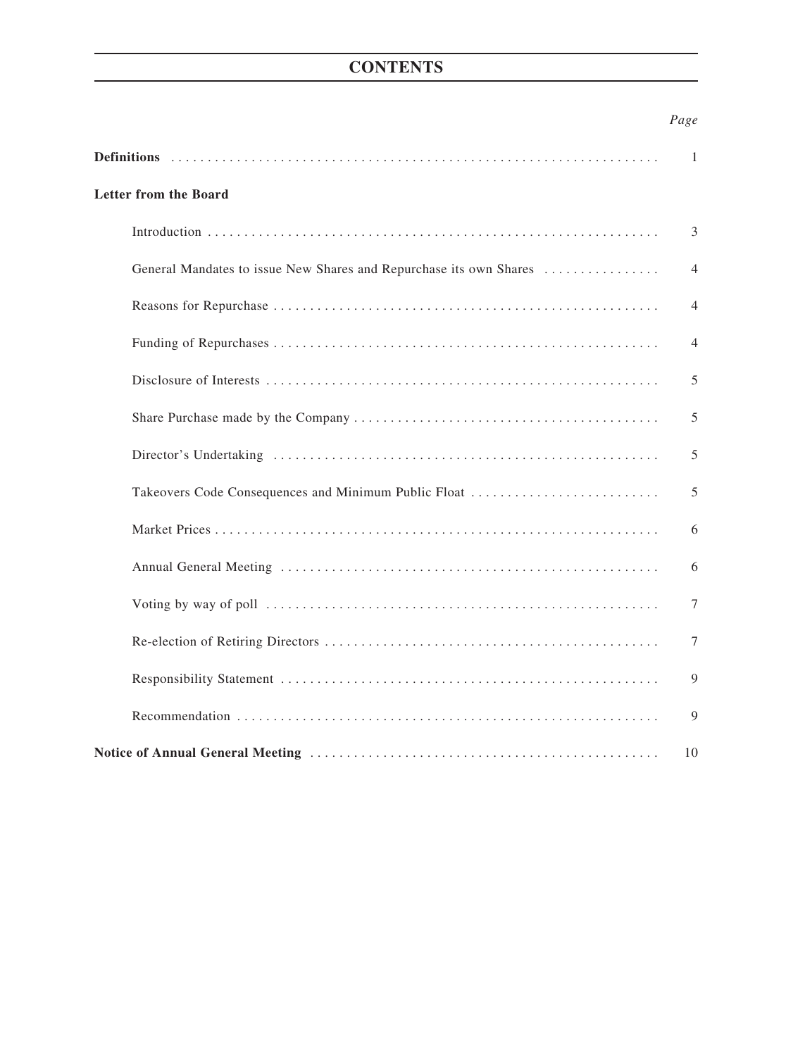# CONTENTS

| | *Page* |
|---|---|
| **Definitions** | 1 |
| **Letter from the Board** | |
| Introduction | 3 |
| General Mandates to issue New Shares and Repurchase its own Shares | 4 |
| Reasons for Repurchase | 4 |
| Funding of Repurchases | 4 |
| Disclosure of Interests | 5 |
| Share Purchase made by the Company | 5 |
| Director's Undertaking | 5 |
| Takeovers Code Consequences and Minimum Public Float | 5 |
| Market Prices | 6 |
| Annual General Meeting | 6 |
| Voting by way of poll | 7 |
| Re-election of Retiring Directors | 7 |
| Responsibility Statement | 9 |
| Recommendation | 9 |
| **Notice of Annual General Meeting** | 10 |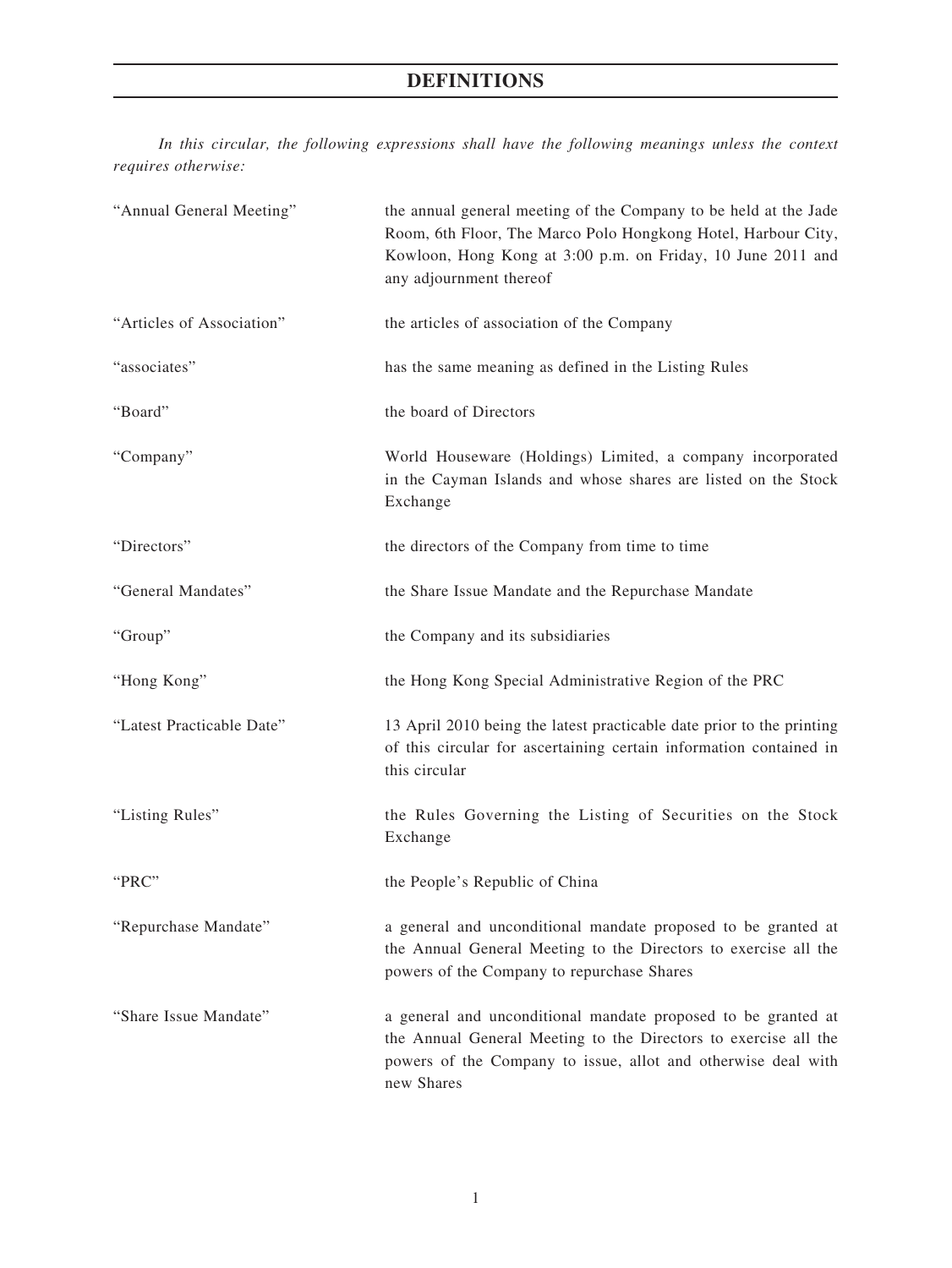# DEFINITIONS

*In this circular, the following expressions shall have the following meanings unless the context requires otherwise:*

| | |
|---|---|
| "Annual General Meeting" | the annual general meeting of the Company to be held at the Jade Room, 6th Floor, The Marco Polo Hongkong Hotel, Harbour City, Kowloon, Hong Kong at 3:00 p.m. on Friday, 10 June 2011 and any adjournment thereof |
| "Articles of Association" | the articles of association of the Company |
| "associates" | has the same meaning as defined in the Listing Rules |
| "Board" | the board of Directors |
| "Company" | World Houseware (Holdings) Limited, a company incorporated in the Cayman Islands and whose shares are listed on the Stock Exchange |
| "Directors" | the directors of the Company from time to time |
| "General Mandates" | the Share Issue Mandate and the Repurchase Mandate |
| "Group" | the Company and its subsidiaries |
| "Hong Kong" | the Hong Kong Special Administrative Region of the PRC |
| "Latest Practicable Date" | 13 April 2010 being the latest practicable date prior to the printing of this circular for ascertaining certain information contained in this circular |
| "Listing Rules" | the Rules Governing the Listing of Securities on the Stock Exchange |
| "PRC" | the People's Republic of China |
| "Repurchase Mandate" | a general and unconditional mandate proposed to be granted at the Annual General Meeting to the Directors to exercise all the powers of the Company to repurchase Shares |
| "Share Issue Mandate" | a general and unconditional mandate proposed to be granted at the Annual General Meeting to the Directors to exercise all the powers of the Company to issue, allot and otherwise deal with new Shares |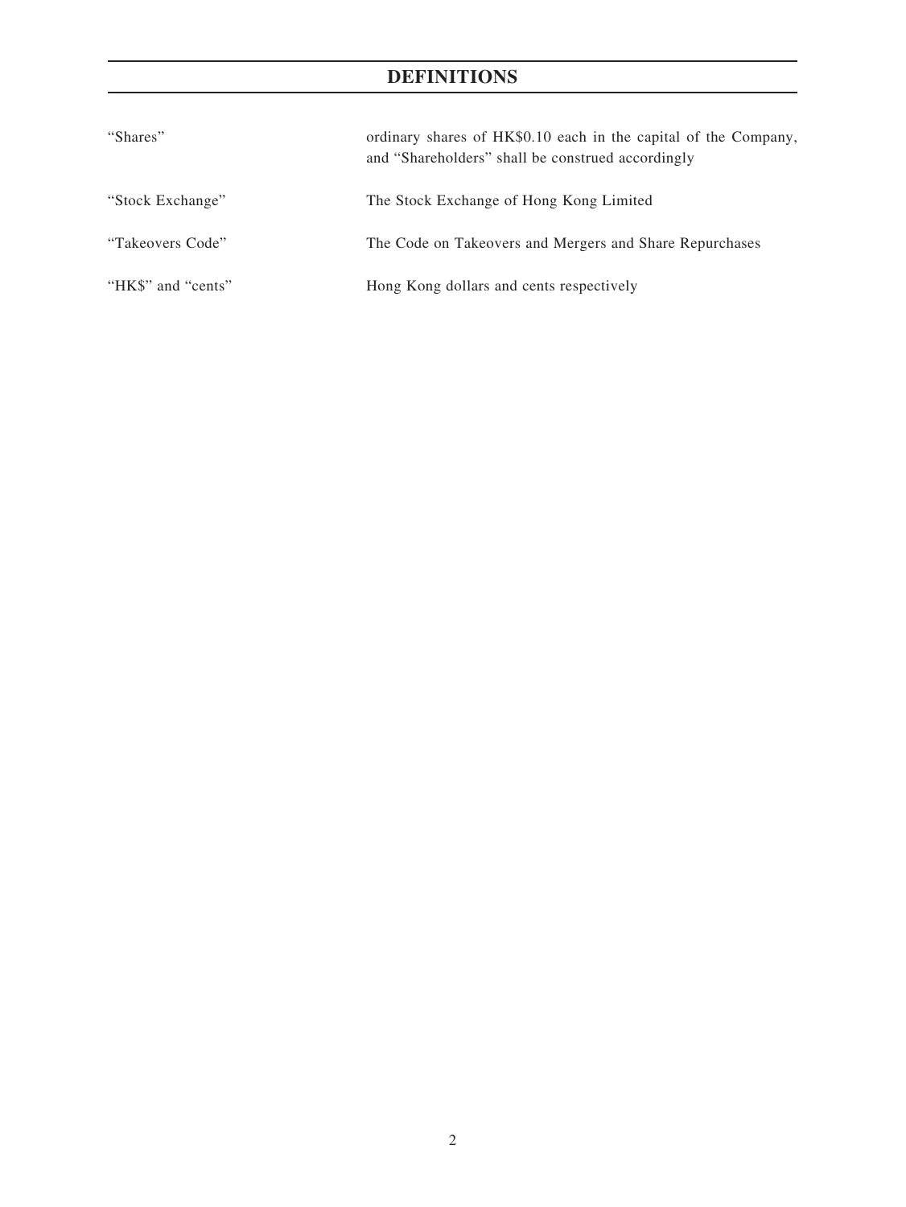# DEFINITIONS

| | |
|---|---|
| "Shares" | ordinary shares of HK$0.10 each in the capital of the Company, and "Shareholders" shall be construed accordingly |
| "Stock Exchange" | The Stock Exchange of Hong Kong Limited |
| "Takeovers Code" | The Code on Takeovers and Mergers and Share Repurchases |
| "HK$" and "cents" | Hong Kong dollars and cents respectively |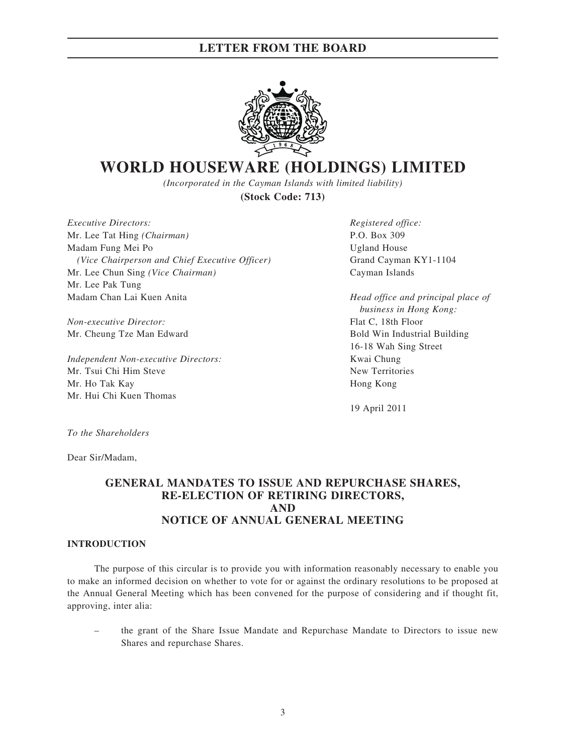# WORLD HOUSEWARE (HOLDINGS) LIMITED

*(Incorporated in the Cayman Islands with limited liability)*

**(Stock Code: 713)**

*Executive Directors:*
Mr. Lee Tat Hing *(Chairman)*
Madam Fung Mei Po
*(Vice Chairperson and Chief Executive Officer)*
Mr. Lee Chun Sing *(Vice Chairman)*
Mr. Lee Pak Tung
Madam Chan Lai Kuen Anita

*Non-executive Director:*
Mr. Cheung Tze Man Edward

*Independent Non-executive Directors:*
Mr. Tsui Chi Him Steve
Mr. Ho Tak Kay
Mr. Hui Chi Kuen Thomas

*Registered office:*
P.O. Box 309
Ugland House
Grand Cayman KY1-1104
Cayman Islands

*Head office and principal place of business in Hong Kong:*
Flat C, 18th Floor
Bold Win Industrial Building
16-18 Wah Sing Street
Kwai Chung
New Territories
Hong Kong

19 April 2011

*To the Shareholders*

Dear Sir/Madam,

## GENERAL MANDATES TO ISSUE AND REPURCHASE SHARES, RE-ELECTION OF RETIRING DIRECTORS, AND NOTICE OF ANNUAL GENERAL MEETING

### INTRODUCTION

The purpose of this circular is to provide you with information reasonably necessary to enable you to make an informed decision on whether to vote for or against the ordinary resolutions to be proposed at the Annual General Meeting which has been convened for the purpose of considering and if thought fit, approving, inter alia:

– the grant of the Share Issue Mandate and Repurchase Mandate to Directors to issue new Shares and repurchase Shares.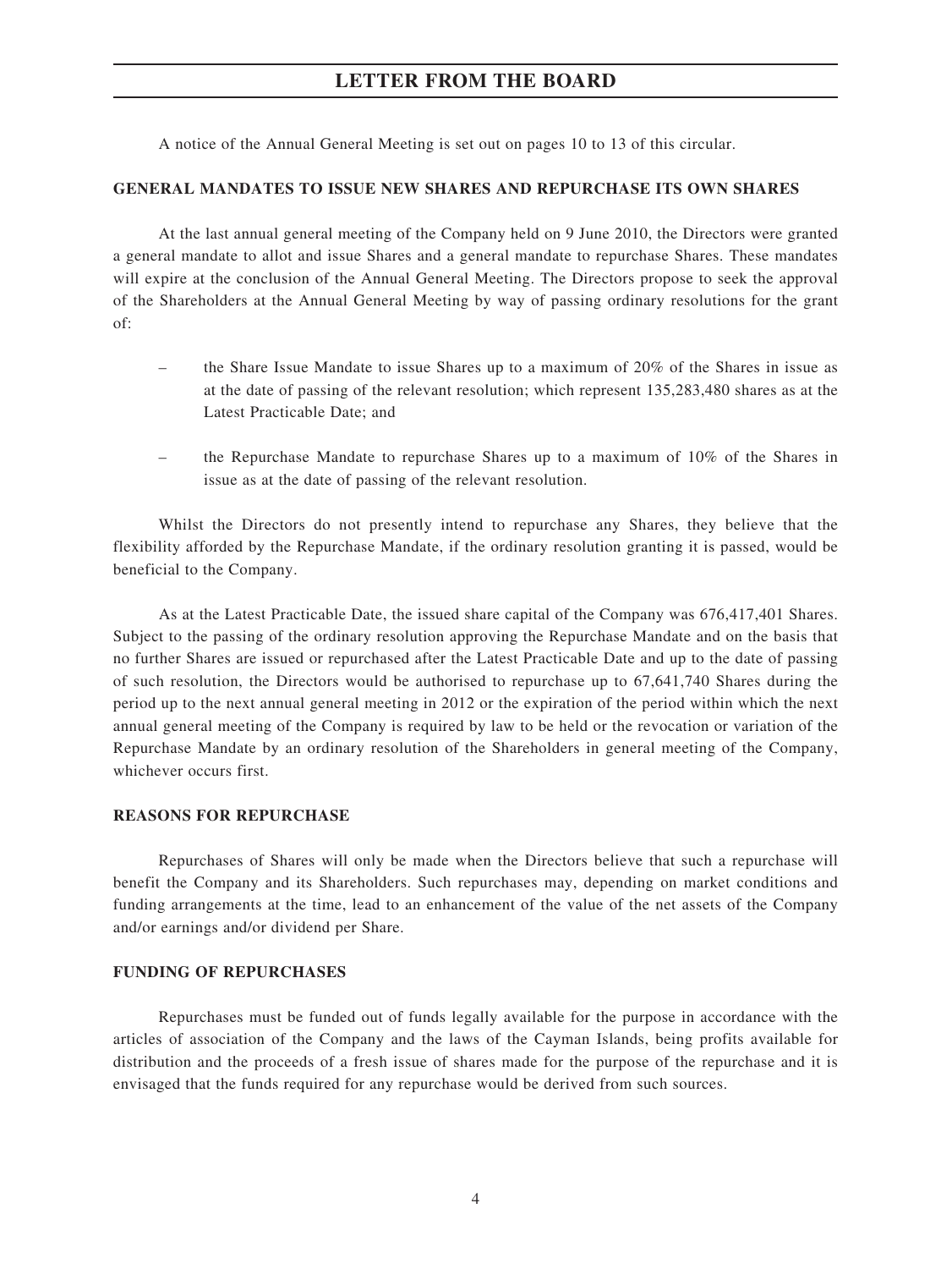A notice of the Annual General Meeting is set out on pages 10 to 13 of this circular.

## GENERAL MANDATES TO ISSUE NEW SHARES AND REPURCHASE ITS OWN SHARES

At the last annual general meeting of the Company held on 9 June 2010, the Directors were granted a general mandate to allot and issue Shares and a general mandate to repurchase Shares. These mandates will expire at the conclusion of the Annual General Meeting. The Directors propose to seek the approval of the Shareholders at the Annual General Meeting by way of passing ordinary resolutions for the grant of:

- the Share Issue Mandate to issue Shares up to a maximum of 20% of the Shares in issue as at the date of passing of the relevant resolution; which represent 135,283,480 shares as at the Latest Practicable Date; and
- the Repurchase Mandate to repurchase Shares up to a maximum of 10% of the Shares in issue as at the date of passing of the relevant resolution.

Whilst the Directors do not presently intend to repurchase any Shares, they believe that the flexibility afforded by the Repurchase Mandate, if the ordinary resolution granting it is passed, would be beneficial to the Company.

As at the Latest Practicable Date, the issued share capital of the Company was 676,417,401 Shares. Subject to the passing of the ordinary resolution approving the Repurchase Mandate and on the basis that no further Shares are issued or repurchased after the Latest Practicable Date and up to the date of passing of such resolution, the Directors would be authorised to repurchase up to 67,641,740 Shares during the period up to the next annual general meeting in 2012 or the expiration of the period within which the next annual general meeting of the Company is required by law to be held or the revocation or variation of the Repurchase Mandate by an ordinary resolution of the Shareholders in general meeting of the Company, whichever occurs first.

## REASONS FOR REPURCHASE

Repurchases of Shares will only be made when the Directors believe that such a repurchase will benefit the Company and its Shareholders. Such repurchases may, depending on market conditions and funding arrangements at the time, lead to an enhancement of the value of the net assets of the Company and/or earnings and/or dividend per Share.

## FUNDING OF REPURCHASES

Repurchases must be funded out of funds legally available for the purpose in accordance with the articles of association of the Company and the laws of the Cayman Islands, being profits available for distribution and the proceeds of a fresh issue of shares made for the purpose of the repurchase and it is envisaged that the funds required for any repurchase would be derived from such sources.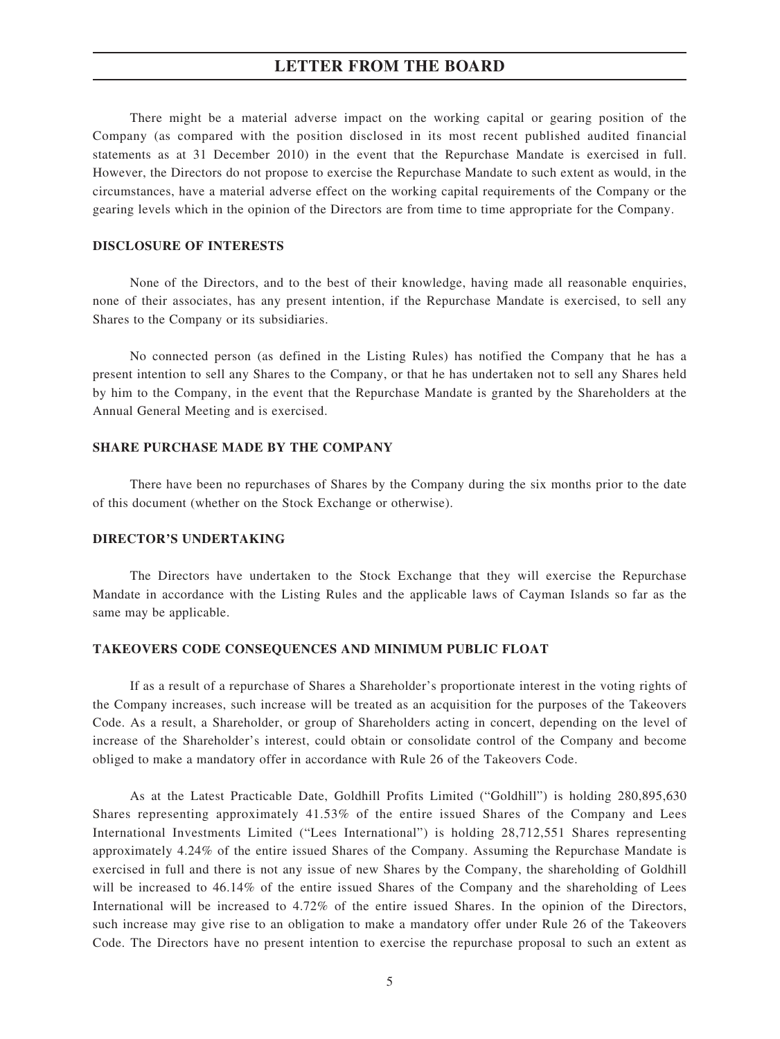There might be a material adverse impact on the working capital or gearing position of the Company (as compared with the position disclosed in its most recent published audited financial statements as at 31 December 2010) in the event that the Repurchase Mandate is exercised in full. However, the Directors do not propose to exercise the Repurchase Mandate to such extent as would, in the circumstances, have a material adverse effect on the working capital requirements of the Company or the gearing levels which in the opinion of the Directors are from time to time appropriate for the Company.

**DISCLOSURE OF INTERESTS**

None of the Directors, and to the best of their knowledge, having made all reasonable enquiries, none of their associates, has any present intention, if the Repurchase Mandate is exercised, to sell any Shares to the Company or its subsidiaries.

No connected person (as defined in the Listing Rules) has notified the Company that he has a present intention to sell any Shares to the Company, or that he has undertaken not to sell any Shares held by him to the Company, in the event that the Repurchase Mandate is granted by the Shareholders at the Annual General Meeting and is exercised.

**SHARE PURCHASE MADE BY THE COMPANY**

There have been no repurchases of Shares by the Company during the six months prior to the date of this document (whether on the Stock Exchange or otherwise).

**DIRECTOR'S UNDERTAKING**

The Directors have undertaken to the Stock Exchange that they will exercise the Repurchase Mandate in accordance with the Listing Rules and the applicable laws of Cayman Islands so far as the same may be applicable.

**TAKEOVERS CODE CONSEQUENCES AND MINIMUM PUBLIC FLOAT**

If as a result of a repurchase of Shares a Shareholder's proportionate interest in the voting rights of the Company increases, such increase will be treated as an acquisition for the purposes of the Takeovers Code. As a result, a Shareholder, or group of Shareholders acting in concert, depending on the level of increase of the Shareholder's interest, could obtain or consolidate control of the Company and become obliged to make a mandatory offer in accordance with Rule 26 of the Takeovers Code.

As at the Latest Practicable Date, Goldhill Profits Limited ("Goldhill") is holding 280,895,630 Shares representing approximately 41.53% of the entire issued Shares of the Company and Lees International Investments Limited ("Lees International") is holding 28,712,551 Shares representing approximately 4.24% of the entire issued Shares of the Company. Assuming the Repurchase Mandate is exercised in full and there is not any issue of new Shares by the Company, the shareholding of Goldhill will be increased to 46.14% of the entire issued Shares of the Company and the shareholding of Lees International will be increased to 4.72% of the entire issued Shares. In the opinion of the Directors, such increase may give rise to an obligation to make a mandatory offer under Rule 26 of the Takeovers Code. The Directors have no present intention to exercise the repurchase proposal to such an extent as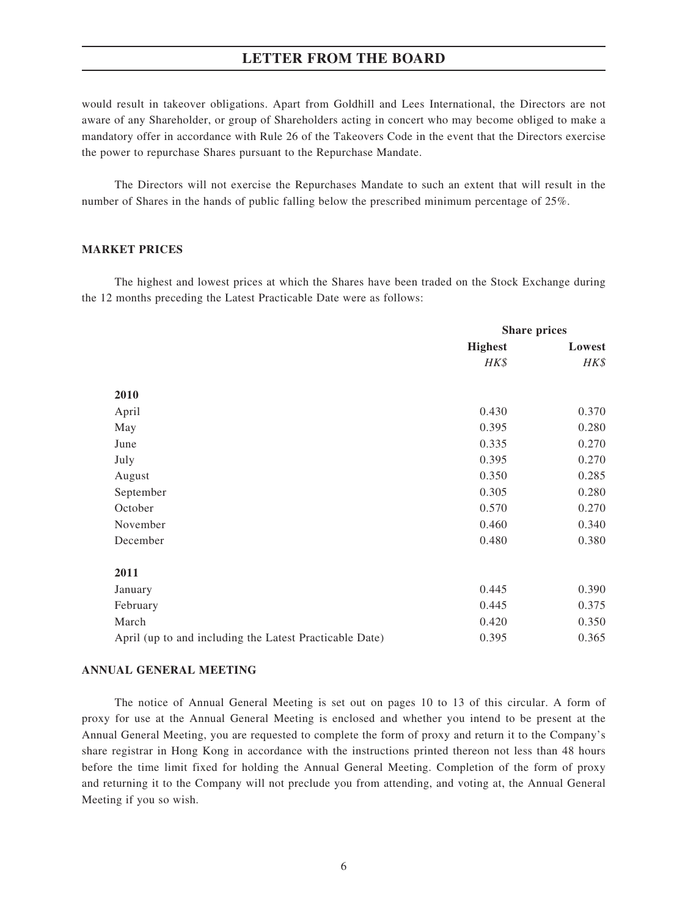would result in takeover obligations. Apart from Goldhill and Lees International, the Directors are not aware of any Shareholder, or group of Shareholders acting in concert who may become obliged to make a mandatory offer in accordance with Rule 26 of the Takeovers Code in the event that the Directors exercise the power to repurchase Shares pursuant to the Repurchase Mandate.

The Directors will not exercise the Repurchases Mandate to such an extent that will result in the number of Shares in the hands of public falling below the prescribed minimum percentage of 25%.

## MARKET PRICES

The highest and lowest prices at which the Shares have been traded on the Stock Exchange during the 12 months preceding the Latest Practicable Date were as follows:

| | Share prices | |
|---|---|---|
| | **Highest** | **Lowest** |
| | *HK$* | *HK$* |
| **2010** | | |
| April | 0.430 | 0.370 |
| May | 0.395 | 0.280 |
| June | 0.335 | 0.270 |
| July | 0.395 | 0.270 |
| August | 0.350 | 0.285 |
| September | 0.305 | 0.280 |
| October | 0.570 | 0.270 |
| November | 0.460 | 0.340 |
| December | 0.480 | 0.380 |
| **2011** | | |
| January | 0.445 | 0.390 |
| February | 0.445 | 0.375 |
| March | 0.420 | 0.350 |
| April (up to and including the Latest Practicable Date) | 0.395 | 0.365 |

## ANNUAL GENERAL MEETING

The notice of Annual General Meeting is set out on pages 10 to 13 of this circular. A form of proxy for use at the Annual General Meeting is enclosed and whether you intend to be present at the Annual General Meeting, you are requested to complete the form of proxy and return it to the Company's share registrar in Hong Kong in accordance with the instructions printed thereon not less than 48 hours before the time limit fixed for holding the Annual General Meeting. Completion of the form of proxy and returning it to the Company will not preclude you from attending, and voting at, the Annual General Meeting if you so wish.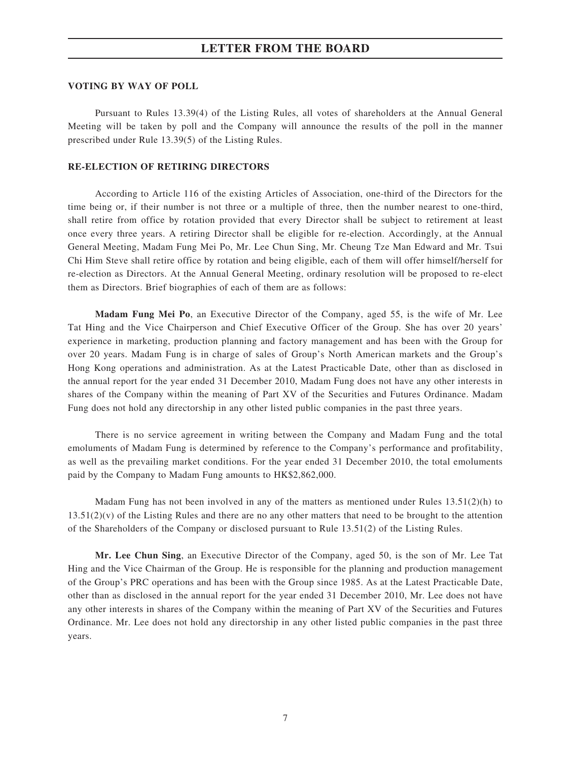## VOTING BY WAY OF POLL

Pursuant to Rules 13.39(4) of the Listing Rules, all votes of shareholders at the Annual General Meeting will be taken by poll and the Company will announce the results of the poll in the manner prescribed under Rule 13.39(5) of the Listing Rules.

## RE-ELECTION OF RETIRING DIRECTORS

According to Article 116 of the existing Articles of Association, one-third of the Directors for the time being or, if their number is not three or a multiple of three, then the number nearest to one-third, shall retire from office by rotation provided that every Director shall be subject to retirement at least once every three years. A retiring Director shall be eligible for re-election. Accordingly, at the Annual General Meeting, Madam Fung Mei Po, Mr. Lee Chun Sing, Mr. Cheung Tze Man Edward and Mr. Tsui Chi Him Steve shall retire office by rotation and being eligible, each of them will offer himself/herself for re-election as Directors. At the Annual General Meeting, ordinary resolution will be proposed to re-elect them as Directors. Brief biographies of each of them are as follows:

**Madam Fung Mei Po**, an Executive Director of the Company, aged 55, is the wife of Mr. Lee Tat Hing and the Vice Chairperson and Chief Executive Officer of the Group. She has over 20 years' experience in marketing, production planning and factory management and has been with the Group for over 20 years. Madam Fung is in charge of sales of Group's North American markets and the Group's Hong Kong operations and administration. As at the Latest Practicable Date, other than as disclosed in the annual report for the year ended 31 December 2010, Madam Fung does not have any other interests in shares of the Company within the meaning of Part XV of the Securities and Futures Ordinance. Madam Fung does not hold any directorship in any other listed public companies in the past three years.

There is no service agreement in writing between the Company and Madam Fung and the total emoluments of Madam Fung is determined by reference to the Company's performance and profitability, as well as the prevailing market conditions. For the year ended 31 December 2010, the total emoluments paid by the Company to Madam Fung amounts to HK$2,862,000.

Madam Fung has not been involved in any of the matters as mentioned under Rules 13.51(2)(h) to 13.51(2)(v) of the Listing Rules and there are no any other matters that need to be brought to the attention of the Shareholders of the Company or disclosed pursuant to Rule 13.51(2) of the Listing Rules.

**Mr. Lee Chun Sing**, an Executive Director of the Company, aged 50, is the son of Mr. Lee Tat Hing and the Vice Chairman of the Group. He is responsible for the planning and production management of the Group's PRC operations and has been with the Group since 1985. As at the Latest Practicable Date, other than as disclosed in the annual report for the year ended 31 December 2010, Mr. Lee does not have any other interests in shares of the Company within the meaning of Part XV of the Securities and Futures Ordinance. Mr. Lee does not hold any directorship in any other listed public companies in the past three years.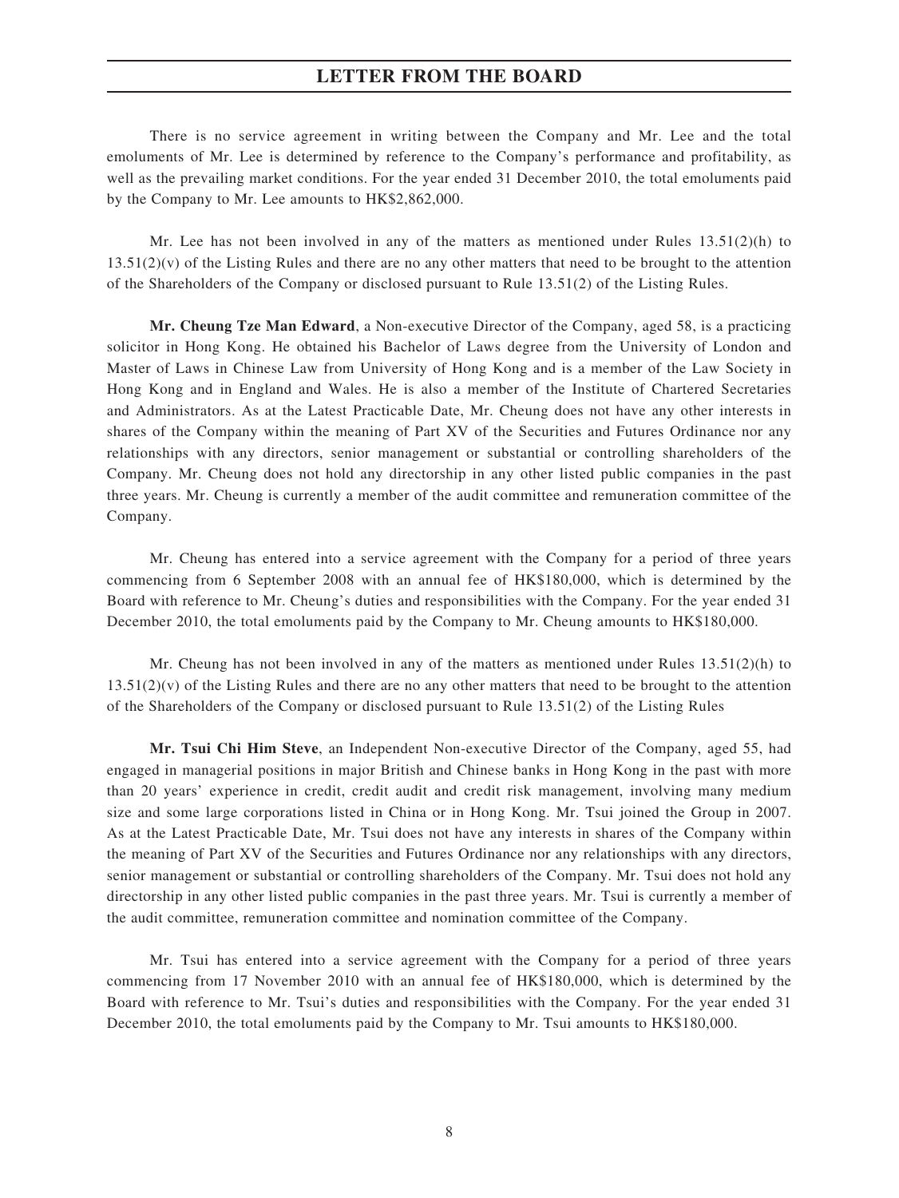There is no service agreement in writing between the Company and Mr. Lee and the total emoluments of Mr. Lee is determined by reference to the Company's performance and profitability, as well as the prevailing market conditions. For the year ended 31 December 2010, the total emoluments paid by the Company to Mr. Lee amounts to HK$2,862,000.

Mr. Lee has not been involved in any of the matters as mentioned under Rules 13.51(2)(h) to 13.51(2)(v) of the Listing Rules and there are no any other matters that need to be brought to the attention of the Shareholders of the Company or disclosed pursuant to Rule 13.51(2) of the Listing Rules.

**Mr. Cheung Tze Man Edward**, a Non-executive Director of the Company, aged 58, is a practicing solicitor in Hong Kong. He obtained his Bachelor of Laws degree from the University of London and Master of Laws in Chinese Law from University of Hong Kong and is a member of the Law Society in Hong Kong and in England and Wales. He is also a member of the Institute of Chartered Secretaries and Administrators. As at the Latest Practicable Date, Mr. Cheung does not have any other interests in shares of the Company within the meaning of Part XV of the Securities and Futures Ordinance nor any relationships with any directors, senior management or substantial or controlling shareholders of the Company. Mr. Cheung does not hold any directorship in any other listed public companies in the past three years. Mr. Cheung is currently a member of the audit committee and remuneration committee of the Company.

Mr. Cheung has entered into a service agreement with the Company for a period of three years commencing from 6 September 2008 with an annual fee of HK$180,000, which is determined by the Board with reference to Mr. Cheung's duties and responsibilities with the Company. For the year ended 31 December 2010, the total emoluments paid by the Company to Mr. Cheung amounts to HK$180,000.

Mr. Cheung has not been involved in any of the matters as mentioned under Rules 13.51(2)(h) to 13.51(2)(v) of the Listing Rules and there are no any other matters that need to be brought to the attention of the Shareholders of the Company or disclosed pursuant to Rule 13.51(2) of the Listing Rules

**Mr. Tsui Chi Him Steve**, an Independent Non-executive Director of the Company, aged 55, had engaged in managerial positions in major British and Chinese banks in Hong Kong in the past with more than 20 years' experience in credit, credit audit and credit risk management, involving many medium size and some large corporations listed in China or in Hong Kong. Mr. Tsui joined the Group in 2007. As at the Latest Practicable Date, Mr. Tsui does not have any interests in shares of the Company within the meaning of Part XV of the Securities and Futures Ordinance nor any relationships with any directors, senior management or substantial or controlling shareholders of the Company. Mr. Tsui does not hold any directorship in any other listed public companies in the past three years. Mr. Tsui is currently a member of the audit committee, remuneration committee and nomination committee of the Company.

Mr. Tsui has entered into a service agreement with the Company for a period of three years commencing from 17 November 2010 with an annual fee of HK$180,000, which is determined by the Board with reference to Mr. Tsui's duties and responsibilities with the Company. For the year ended 31 December 2010, the total emoluments paid by the Company to Mr. Tsui amounts to HK$180,000.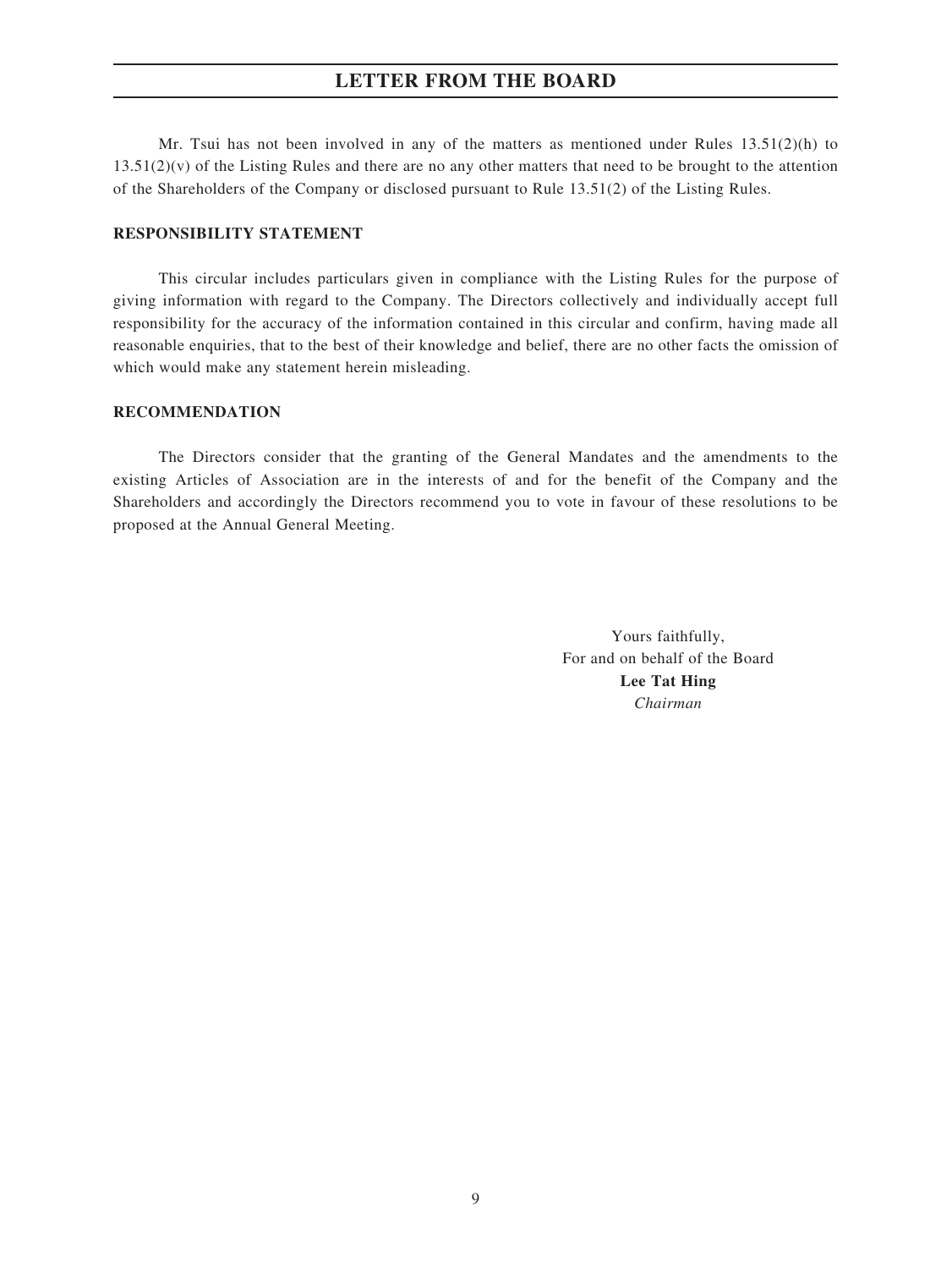Mr. Tsui has not been involved in any of the matters as mentioned under Rules 13.51(2)(h) to 13.51(2)(v) of the Listing Rules and there are no any other matters that need to be brought to the attention of the Shareholders of the Company or disclosed pursuant to Rule 13.51(2) of the Listing Rules.

**RESPONSIBILITY STATEMENT**

This circular includes particulars given in compliance with the Listing Rules for the purpose of giving information with regard to the Company. The Directors collectively and individually accept full responsibility for the accuracy of the information contained in this circular and confirm, having made all reasonable enquiries, that to the best of their knowledge and belief, there are no other facts the omission of which would make any statement herein misleading.

**RECOMMENDATION**

The Directors consider that the granting of the General Mandates and the amendments to the existing Articles of Association are in the interests of and for the benefit of the Company and the Shareholders and accordingly the Directors recommend you to vote in favour of these resolutions to be proposed at the Annual General Meeting.

Yours faithfully,
For and on behalf of the Board
**Lee Tat Hing**
*Chairman*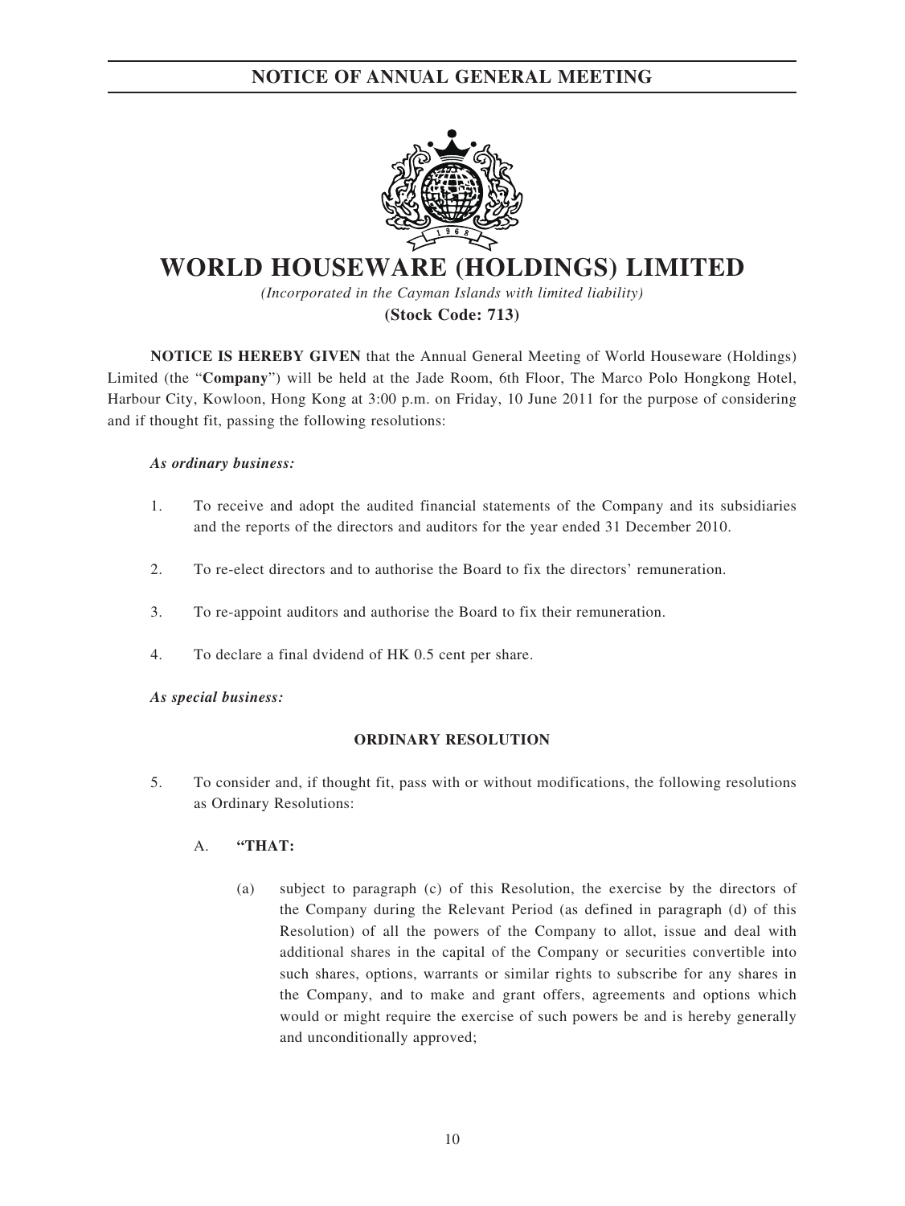# NOTICE OF ANNUAL GENERAL MEETING

# WORLD HOUSEWARE (HOLDINGS) LIMITED

*(Incorporated in the Cayman Islands with limited liability)*

**(Stock Code: 713)**

**NOTICE IS HEREBY GIVEN** that the Annual General Meeting of World Houseware (Holdings) Limited (the "**Company**") will be held at the Jade Room, 6th Floor, The Marco Polo Hongkong Hotel, Harbour City, Kowloon, Hong Kong at 3:00 p.m. on Friday, 10 June 2011 for the purpose of considering and if thought fit, passing the following resolutions:

***As ordinary business:***

1. To receive and adopt the audited financial statements of the Company and its subsidiaries and the reports of the directors and auditors for the year ended 31 December 2010.
2. To re-elect directors and to authorise the Board to fix the directors' remuneration.
3. To re-appoint auditors and authorise the Board to fix their remuneration.
4. To declare a final dvidend of HK 0.5 cent per share.

***As special business:***

**ORDINARY RESOLUTION**

5. To consider and, if thought fit, pass with or without modifications, the following resolutions as Ordinary Resolutions:

   A. **"THAT:**

   (a) subject to paragraph (c) of this Resolution, the exercise by the directors of the Company during the Relevant Period (as defined in paragraph (d) of this Resolution) of all the powers of the Company to allot, issue and deal with additional shares in the capital of the Company or securities convertible into such shares, options, warrants or similar rights to subscribe for any shares in the Company, and to make and grant offers, agreements and options which would or might require the exercise of such powers be and is hereby generally and unconditionally approved;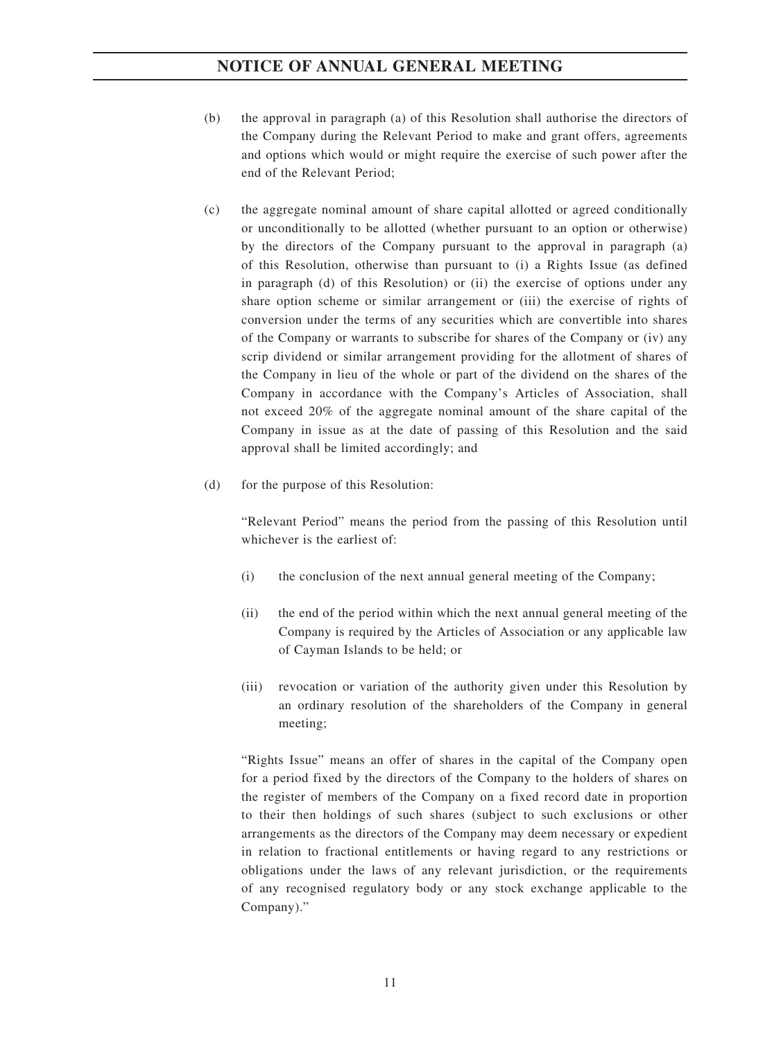(b) the approval in paragraph (a) of this Resolution shall authorise the directors of the Company during the Relevant Period to make and grant offers, agreements and options which would or might require the exercise of such power after the end of the Relevant Period;

(c) the aggregate nominal amount of share capital allotted or agreed conditionally or unconditionally to be allotted (whether pursuant to an option or otherwise) by the directors of the Company pursuant to the approval in paragraph (a) of this Resolution, otherwise than pursuant to (i) a Rights Issue (as defined in paragraph (d) of this Resolution) or (ii) the exercise of options under any share option scheme or similar arrangement or (iii) the exercise of rights of conversion under the terms of any securities which are convertible into shares of the Company or warrants to subscribe for shares of the Company or (iv) any scrip dividend or similar arrangement providing for the allotment of shares of the Company in lieu of the whole or part of the dividend on the shares of the Company in accordance with the Company's Articles of Association, shall not exceed 20% of the aggregate nominal amount of the share capital of the Company in issue as at the date of passing of this Resolution and the said approval shall be limited accordingly; and

(d) for the purpose of this Resolution:

"Relevant Period" means the period from the passing of this Resolution until whichever is the earliest of:

(i) the conclusion of the next annual general meeting of the Company;

(ii) the end of the period within which the next annual general meeting of the Company is required by the Articles of Association or any applicable law of Cayman Islands to be held; or

(iii) revocation or variation of the authority given under this Resolution by an ordinary resolution of the shareholders of the Company in general meeting;

"Rights Issue" means an offer of shares in the capital of the Company open for a period fixed by the directors of the Company to the holders of shares on the register of members of the Company on a fixed record date in proportion to their then holdings of such shares (subject to such exclusions or other arrangements as the directors of the Company may deem necessary or expedient in relation to fractional entitlements or having regard to any restrictions or obligations under the laws of any relevant jurisdiction, or the requirements of any recognised regulatory body or any stock exchange applicable to the Company)."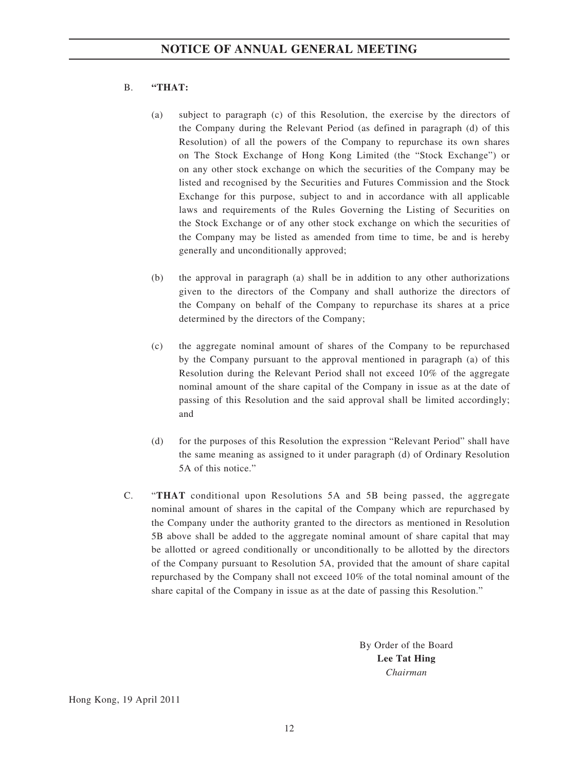B. **"THAT:**

(a) subject to paragraph (c) of this Resolution, the exercise by the directors of the Company during the Relevant Period (as defined in paragraph (d) of this Resolution) of all the powers of the Company to repurchase its own shares on The Stock Exchange of Hong Kong Limited (the "Stock Exchange") or on any other stock exchange on which the securities of the Company may be listed and recognised by the Securities and Futures Commission and the Stock Exchange for this purpose, subject to and in accordance with all applicable laws and requirements of the Rules Governing the Listing of Securities on the Stock Exchange or of any other stock exchange on which the securities of the Company may be listed as amended from time to time, be and is hereby generally and unconditionally approved;

(b) the approval in paragraph (a) shall be in addition to any other authorizations given to the directors of the Company and shall authorize the directors of the Company on behalf of the Company to repurchase its shares at a price determined by the directors of the Company;

(c) the aggregate nominal amount of shares of the Company to be repurchased by the Company pursuant to the approval mentioned in paragraph (a) of this Resolution during the Relevant Period shall not exceed 10% of the aggregate nominal amount of the share capital of the Company in issue as at the date of passing of this Resolution and the said approval shall be limited accordingly; and

(d) for the purposes of this Resolution the expression "Relevant Period" shall have the same meaning as assigned to it under paragraph (d) of Ordinary Resolution 5A of this notice."

C. "**THAT** conditional upon Resolutions 5A and 5B being passed, the aggregate nominal amount of shares in the capital of the Company which are repurchased by the Company under the authority granted to the directors as mentioned in Resolution 5B above shall be added to the aggregate nominal amount of share capital that may be allotted or agreed conditionally or unconditionally to be allotted by the directors of the Company pursuant to Resolution 5A, provided that the amount of share capital repurchased by the Company shall not exceed 10% of the total nominal amount of the share capital of the Company in issue as at the date of passing this Resolution."

By Order of the Board
**Lee Tat Hing**
*Chairman*

Hong Kong, 19 April 2011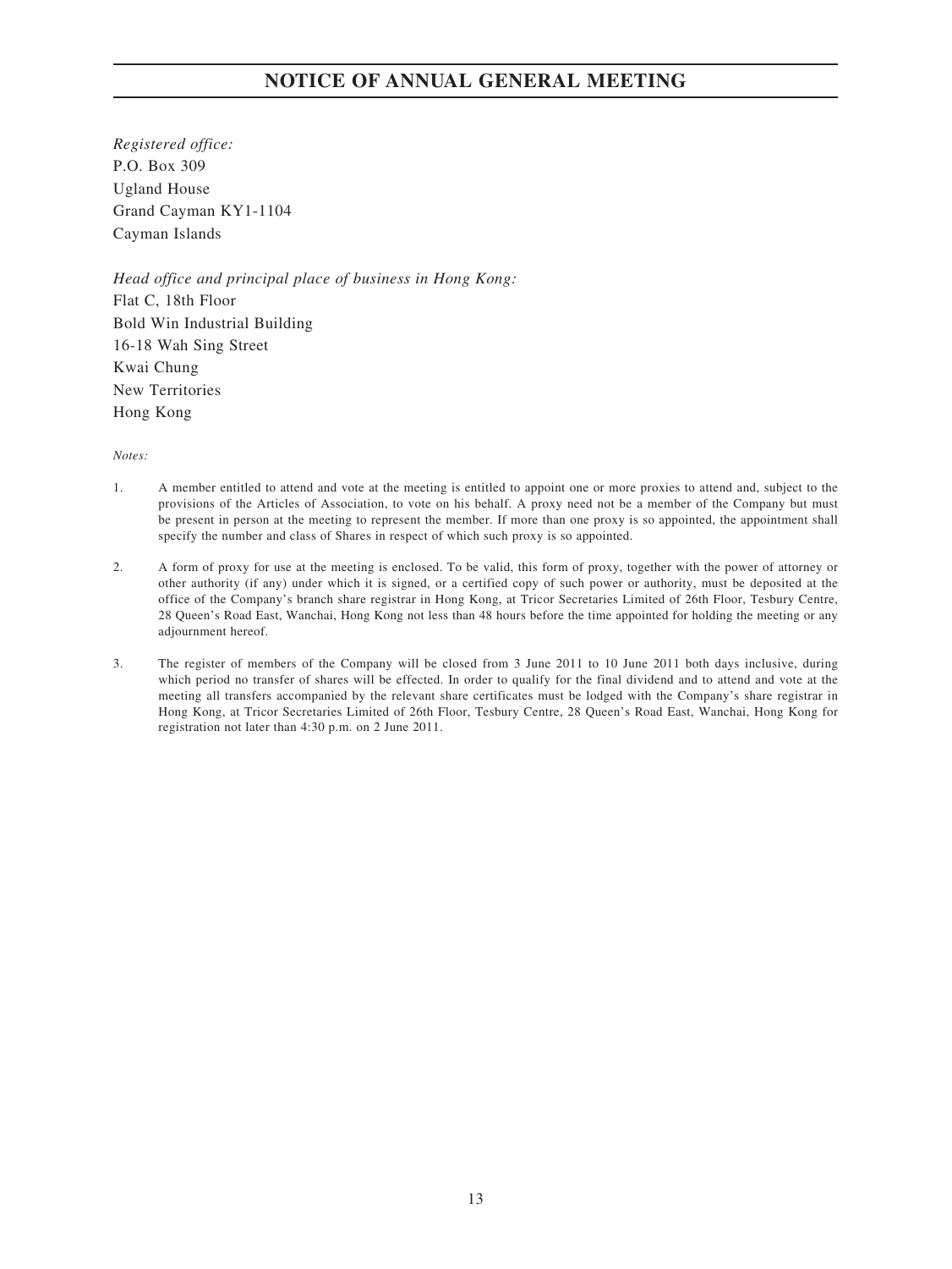# NOTICE OF ANNUAL GENERAL MEETING

*Registered office:*
P.O. Box 309
Ugland House
Grand Cayman KY1-1104
Cayman Islands

*Head office and principal place of business in Hong Kong:*
Flat C, 18th Floor
Bold Win Industrial Building
16-18 Wah Sing Street
Kwai Chung
New Territories
Hong Kong

*Notes:*

1. A member entitled to attend and vote at the meeting is entitled to appoint one or more proxies to attend and, subject to the provisions of the Articles of Association, to vote on his behalf. A proxy need not be a member of the Company but must be present in person at the meeting to represent the member. If more than one proxy is so appointed, the appointment shall specify the number and class of Shares in respect of which such proxy is so appointed.

2. A form of proxy for use at the meeting is enclosed. To be valid, this form of proxy, together with the power of attorney or other authority (if any) under which it is signed, or a certified copy of such power or authority, must be deposited at the office of the Company's branch share registrar in Hong Kong, at Tricor Secretaries Limited of 26th Floor, Tesbury Centre, 28 Queen's Road East, Wanchai, Hong Kong not less than 48 hours before the time appointed for holding the meeting or any adjournment hereof.

3. The register of members of the Company will be closed from 3 June 2011 to 10 June 2011 both days inclusive, during which period no transfer of shares will be effected. In order to qualify for the final dividend and to attend and vote at the meeting all transfers accompanied by the relevant share certificates must be lodged with the Company's share registrar in Hong Kong, at Tricor Secretaries Limited of 26th Floor, Tesbury Centre, 28 Queen's Road East, Wanchai, Hong Kong for registration not later than 4:30 p.m. on 2 June 2011.